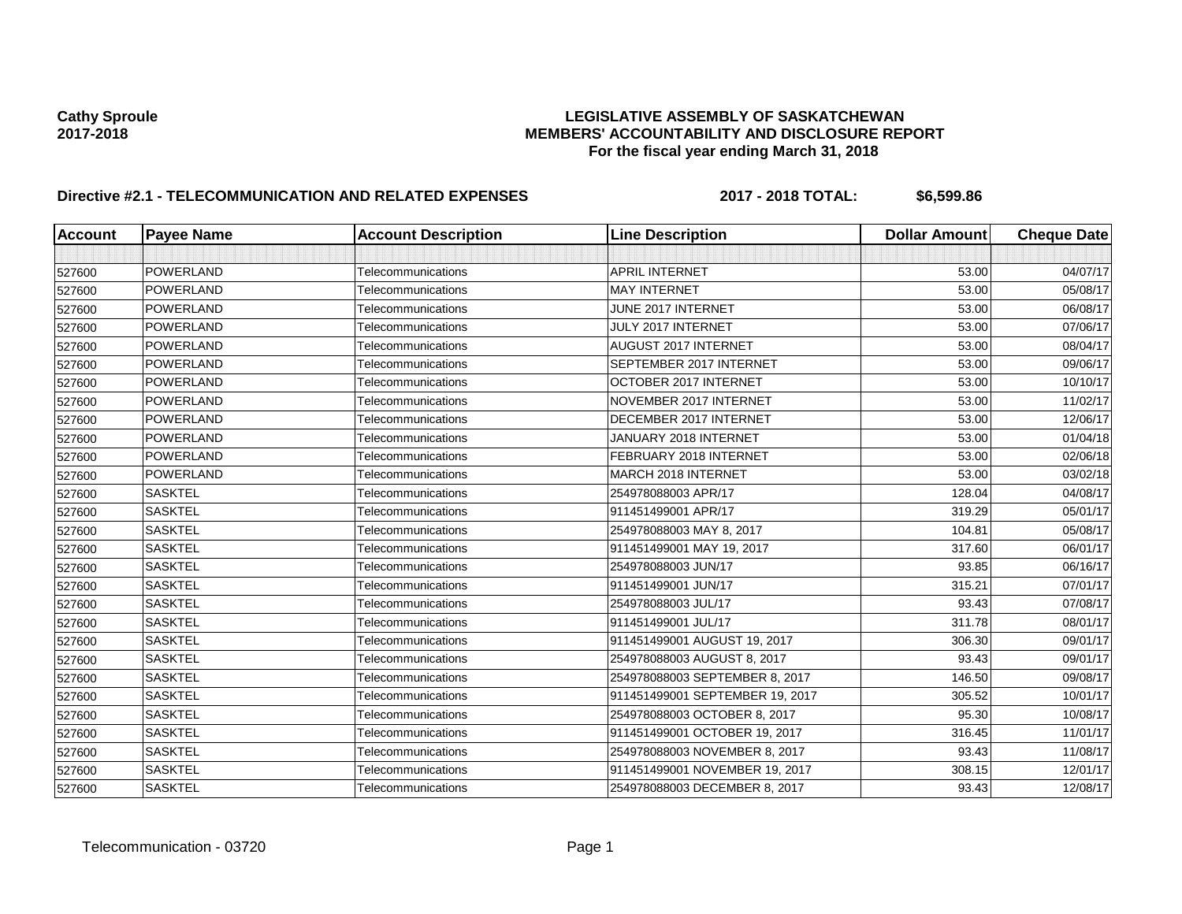**Cathy Sproule**
**2017-2018**

**LEGISLATIVE ASSEMBLY OF SASKATCHEWAN**
**MEMBERS' ACCOUNTABILITY AND DISCLOSURE REPORT**
**For the fiscal year ending March 31, 2018**

**Directive #2.1 - TELECOMMUNICATION AND RELATED EXPENSES** **2017 - 2018 TOTAL: $6,599.86**

| Account | Payee Name | Account Description | Line Description | Dollar Amount | Cheque Date |
|---|---|---|---|---|---|
| | | | | | |
| 527600 | POWERLAND | Telecommunications | APRIL INTERNET | 53.00 | 04/07/17 |
| 527600 | POWERLAND | Telecommunications | MAY INTERNET | 53.00 | 05/08/17 |
| 527600 | POWERLAND | Telecommunications | JUNE 2017 INTERNET | 53.00 | 06/08/17 |
| 527600 | POWERLAND | Telecommunications | JULY 2017 INTERNET | 53.00 | 07/06/17 |
| 527600 | POWERLAND | Telecommunications | AUGUST 2017 INTERNET | 53.00 | 08/04/17 |
| 527600 | POWERLAND | Telecommunications | SEPTEMBER 2017 INTERNET | 53.00 | 09/06/17 |
| 527600 | POWERLAND | Telecommunications | OCTOBER 2017 INTERNET | 53.00 | 10/10/17 |
| 527600 | POWERLAND | Telecommunications | NOVEMBER 2017 INTERNET | 53.00 | 11/02/17 |
| 527600 | POWERLAND | Telecommunications | DECEMBER 2017 INTERNET | 53.00 | 12/06/17 |
| 527600 | POWERLAND | Telecommunications | JANUARY 2018 INTERNET | 53.00 | 01/04/18 |
| 527600 | POWERLAND | Telecommunications | FEBRUARY 2018 INTERNET | 53.00 | 02/06/18 |
| 527600 | POWERLAND | Telecommunications | MARCH 2018 INTERNET | 53.00 | 03/02/18 |
| 527600 | SASKTEL | Telecommunications | 254978088003 APR/17 | 128.04 | 04/08/17 |
| 527600 | SASKTEL | Telecommunications | 911451499001 APR/17 | 319.29 | 05/01/17 |
| 527600 | SASKTEL | Telecommunications | 254978088003 MAY 8, 2017 | 104.81 | 05/08/17 |
| 527600 | SASKTEL | Telecommunications | 911451499001 MAY 19, 2017 | 317.60 | 06/01/17 |
| 527600 | SASKTEL | Telecommunications | 254978088003 JUN/17 | 93.85 | 06/16/17 |
| 527600 | SASKTEL | Telecommunications | 911451499001 JUN/17 | 315.21 | 07/01/17 |
| 527600 | SASKTEL | Telecommunications | 254978088003 JUL/17 | 93.43 | 07/08/17 |
| 527600 | SASKTEL | Telecommunications | 911451499001 JUL/17 | 311.78 | 08/01/17 |
| 527600 | SASKTEL | Telecommunications | 911451499001 AUGUST 19, 2017 | 306.30 | 09/01/17 |
| 527600 | SASKTEL | Telecommunications | 254978088003 AUGUST 8, 2017 | 93.43 | 09/01/17 |
| 527600 | SASKTEL | Telecommunications | 254978088003 SEPTEMBER 8, 2017 | 146.50 | 09/08/17 |
| 527600 | SASKTEL | Telecommunications | 911451499001 SEPTEMBER 19, 2017 | 305.52 | 10/01/17 |
| 527600 | SASKTEL | Telecommunications | 254978088003 OCTOBER 8, 2017 | 95.30 | 10/08/17 |
| 527600 | SASKTEL | Telecommunications | 911451499001 OCTOBER 19, 2017 | 316.45 | 11/01/17 |
| 527600 | SASKTEL | Telecommunications | 254978088003 NOVEMBER 8, 2017 | 93.43 | 11/08/17 |
| 527600 | SASKTEL | Telecommunications | 911451499001 NOVEMBER 19, 2017 | 308.15 | 12/01/17 |
| 527600 | SASKTEL | Telecommunications | 254978088003 DECEMBER 8, 2017 | 93.43 | 12/08/17 |

Telecommunication - 03720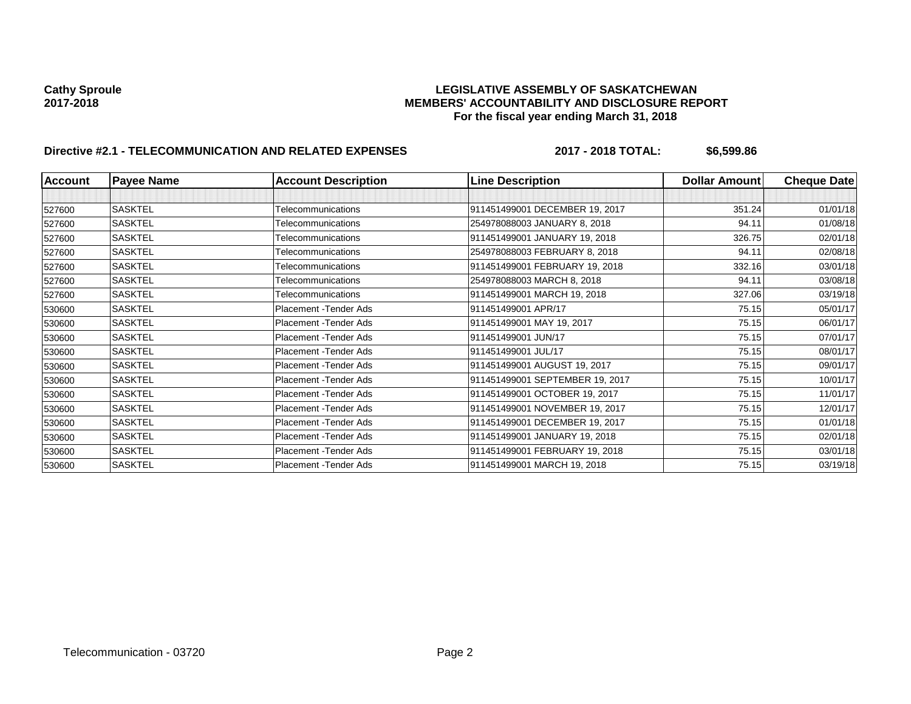**Cathy Sproule**
**2017-2018**

**LEGISLATIVE ASSEMBLY OF SASKATCHEWAN**
**MEMBERS' ACCOUNTABILITY AND DISCLOSURE REPORT**
**For the fiscal year ending March 31, 2018**

**Directive #2.1 - TELECOMMUNICATION AND RELATED EXPENSES** **2017 - 2018 TOTAL: $6,599.86**

| Account | Payee Name | Account Description | Line Description | Dollar Amount | Cheque Date |
|---|---|---|---|---|---|
| | | | | | |
| 527600 | SASKTEL | Telecommunications | 911451499001 DECEMBER 19, 2017 | 351.24 | 01/01/18 |
| 527600 | SASKTEL | Telecommunications | 254978088003 JANUARY 8, 2018 | 94.11 | 01/08/18 |
| 527600 | SASKTEL | Telecommunications | 911451499001 JANUARY 19, 2018 | 326.75 | 02/01/18 |
| 527600 | SASKTEL | Telecommunications | 254978088003 FEBRUARY 8, 2018 | 94.11 | 02/08/18 |
| 527600 | SASKTEL | Telecommunications | 911451499001 FEBRUARY 19, 2018 | 332.16 | 03/01/18 |
| 527600 | SASKTEL | Telecommunications | 254978088003 MARCH 8, 2018 | 94.11 | 03/08/18 |
| 527600 | SASKTEL | Telecommunications | 911451499001 MARCH 19, 2018 | 327.06 | 03/19/18 |
| 530600 | SASKTEL | Placement -Tender Ads | 911451499001 APR/17 | 75.15 | 05/01/17 |
| 530600 | SASKTEL | Placement -Tender Ads | 911451499001 MAY 19, 2017 | 75.15 | 06/01/17 |
| 530600 | SASKTEL | Placement -Tender Ads | 911451499001 JUN/17 | 75.15 | 07/01/17 |
| 530600 | SASKTEL | Placement -Tender Ads | 911451499001 JUL/17 | 75.15 | 08/01/17 |
| 530600 | SASKTEL | Placement -Tender Ads | 911451499001 AUGUST 19, 2017 | 75.15 | 09/01/17 |
| 530600 | SASKTEL | Placement -Tender Ads | 911451499001 SEPTEMBER 19, 2017 | 75.15 | 10/01/17 |
| 530600 | SASKTEL | Placement -Tender Ads | 911451499001 OCTOBER 19, 2017 | 75.15 | 11/01/17 |
| 530600 | SASKTEL | Placement -Tender Ads | 911451499001 NOVEMBER 19, 2017 | 75.15 | 12/01/17 |
| 530600 | SASKTEL | Placement -Tender Ads | 911451499001 DECEMBER 19, 2017 | 75.15 | 01/01/18 |
| 530600 | SASKTEL | Placement -Tender Ads | 911451499001 JANUARY 19, 2018 | 75.15 | 02/01/18 |
| 530600 | SASKTEL | Placement -Tender Ads | 911451499001 FEBRUARY 19, 2018 | 75.15 | 03/01/18 |
| 530600 | SASKTEL | Placement -Tender Ads | 911451499001 MARCH 19, 2018 | 75.15 | 03/19/18 |

Telecommunication - 03720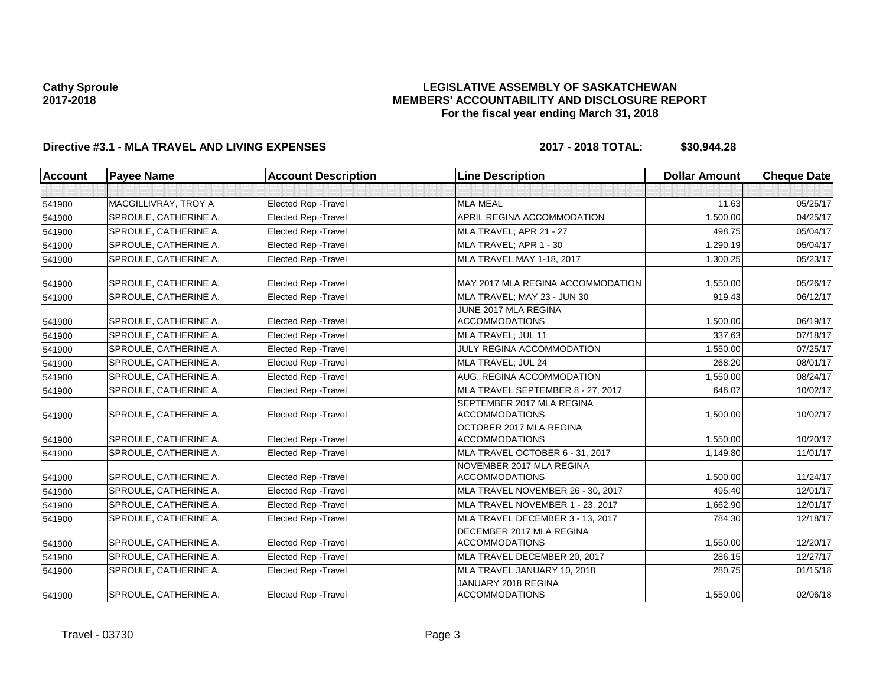**Cathy Sproule**
**2017-2018**

**LEGISLATIVE ASSEMBLY OF SASKATCHEWAN**
**MEMBERS' ACCOUNTABILITY AND DISCLOSURE REPORT**
**For the fiscal year ending March 31, 2018**

**Directive #3.1 - MLA TRAVEL AND LIVING EXPENSES** **2017 - 2018 TOTAL: $30,944.28**

| Account | Payee Name | Account Description | Line Description | Dollar Amount | Cheque Date |
|---|---|---|---|---|---|
| | | | | | |
| 541900 | MACGILLIVRAY, TROY A | Elected Rep -Travel | MLA MEAL | 11.63 | 05/25/17 |
| 541900 | SPROULE, CATHERINE A. | Elected Rep -Travel | APRIL REGINA ACCOMMODATION | 1,500.00 | 04/25/17 |
| 541900 | SPROULE, CATHERINE A. | Elected Rep -Travel | MLA TRAVEL; APR 21 - 27 | 498.75 | 05/04/17 |
| 541900 | SPROULE, CATHERINE A. | Elected Rep -Travel | MLA TRAVEL; APR 1 - 30 | 1,290.19 | 05/04/17 |
| 541900 | SPROULE, CATHERINE A. | Elected Rep -Travel | MLA TRAVEL MAY 1-18, 2017 | 1,300.25 | 05/23/17 |
| 541900 | SPROULE, CATHERINE A. | Elected Rep -Travel | MAY 2017 MLA REGINA ACCOMMODATION | 1,550.00 | 05/26/17 |
| 541900 | SPROULE, CATHERINE A. | Elected Rep -Travel | MLA TRAVEL; MAY 23 - JUN 30 | 919.43 | 06/12/17 |
| 541900 | SPROULE, CATHERINE A. | Elected Rep -Travel | JUNE 2017 MLA REGINA ACCOMMODATIONS | 1,500.00 | 06/19/17 |
| 541900 | SPROULE, CATHERINE A. | Elected Rep -Travel | MLA TRAVEL; JUL 11 | 337.63 | 07/18/17 |
| 541900 | SPROULE, CATHERINE A. | Elected Rep -Travel | JULY REGINA ACCOMMODATION | 1,550.00 | 07/25/17 |
| 541900 | SPROULE, CATHERINE A. | Elected Rep -Travel | MLA TRAVEL; JUL 24 | 268.20 | 08/01/17 |
| 541900 | SPROULE, CATHERINE A. | Elected Rep -Travel | AUG. REGINA ACCOMMODATION | 1,550.00 | 08/24/17 |
| 541900 | SPROULE, CATHERINE A. | Elected Rep -Travel | MLA TRAVEL SEPTEMBER 8 - 27, 2017 | 646.07 | 10/02/17 |
| 541900 | SPROULE, CATHERINE A. | Elected Rep -Travel | SEPTEMBER 2017 MLA REGINA ACCOMMODATIONS | 1,500.00 | 10/02/17 |
| 541900 | SPROULE, CATHERINE A. | Elected Rep -Travel | OCTOBER 2017 MLA REGINA ACCOMMODATIONS | 1,550.00 | 10/20/17 |
| 541900 | SPROULE, CATHERINE A. | Elected Rep -Travel | MLA TRAVEL OCTOBER 6 - 31, 2017 | 1,149.80 | 11/01/17 |
| 541900 | SPROULE, CATHERINE A. | Elected Rep -Travel | NOVEMBER 2017 MLA REGINA ACCOMMODATIONS | 1,500.00 | 11/24/17 |
| 541900 | SPROULE, CATHERINE A. | Elected Rep -Travel | MLA TRAVEL NOVEMBER 26 - 30, 2017 | 495.40 | 12/01/17 |
| 541900 | SPROULE, CATHERINE A. | Elected Rep -Travel | MLA TRAVEL NOVEMBER 1 - 23, 2017 | 1,662.90 | 12/01/17 |
| 541900 | SPROULE, CATHERINE A. | Elected Rep -Travel | MLA TRAVEL DECEMBER 3 - 13, 2017 | 784.30 | 12/18/17 |
| 541900 | SPROULE, CATHERINE A. | Elected Rep -Travel | DECEMBER 2017 MLA REGINA ACCOMMODATIONS | 1,550.00 | 12/20/17 |
| 541900 | SPROULE, CATHERINE A. | Elected Rep -Travel | MLA TRAVEL DECEMBER 20, 2017 | 286.15 | 12/27/17 |
| 541900 | SPROULE, CATHERINE A. | Elected Rep -Travel | MLA TRAVEL JANUARY 10, 2018 | 280.75 | 01/15/18 |
| 541900 | SPROULE, CATHERINE A. | Elected Rep -Travel | JANUARY 2018 REGINA ACCOMMODATIONS | 1,550.00 | 02/06/18 |

Travel - 03730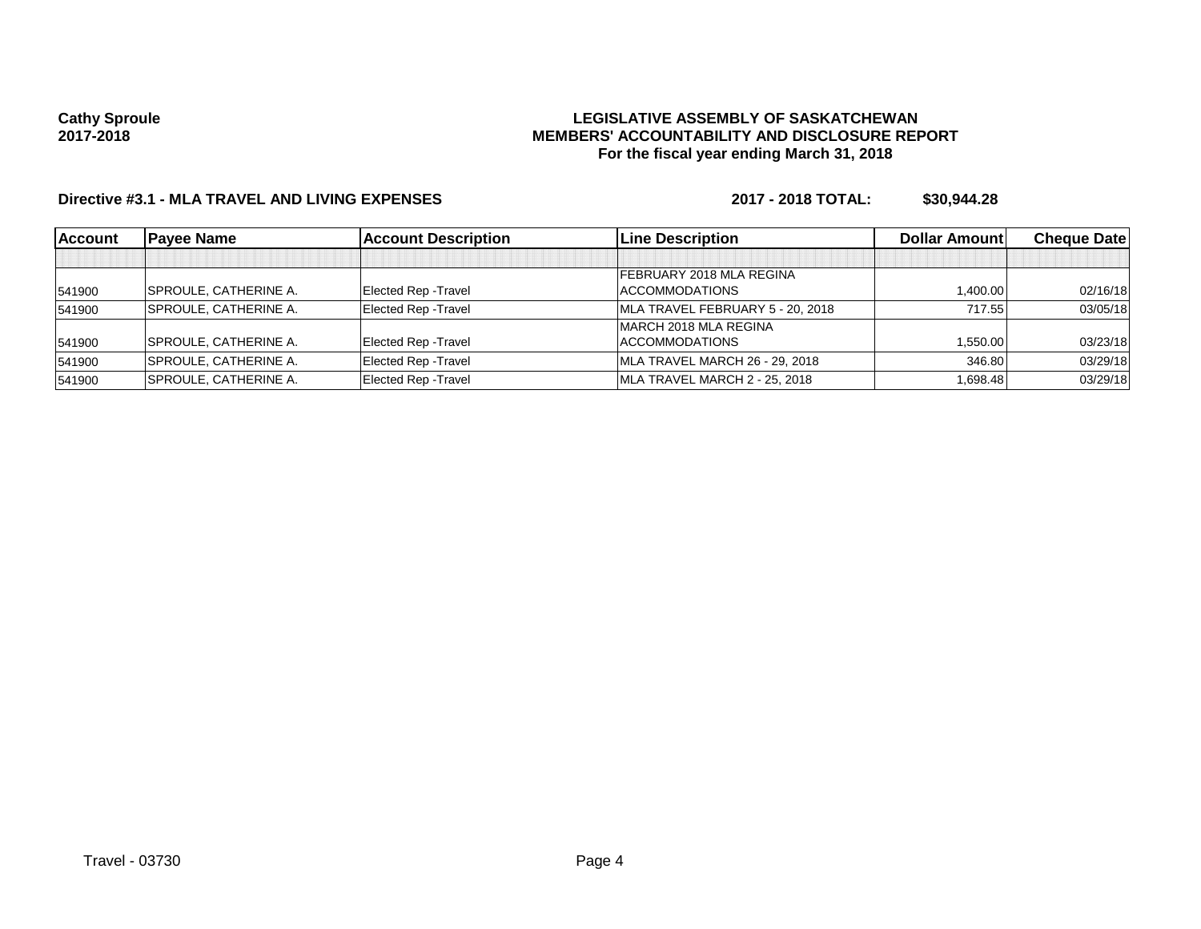**Cathy Sproule**
**2017-2018**

**LEGISLATIVE ASSEMBLY OF SASKATCHEWAN**
**MEMBERS' ACCOUNTABILITY AND DISCLOSURE REPORT**
**For the fiscal year ending March 31, 2018**

**Directive #3.1 - MLA TRAVEL AND LIVING EXPENSES** **2017 - 2018 TOTAL: $30,944.28**

| Account | Payee Name | Account Description | Line Description | Dollar Amount | Cheque Date |
|---|---|---|---|---|---|
| | | | | | |
| 541900 | SPROULE, CATHERINE A. | Elected Rep -Travel | FEBRUARY 2018 MLA REGINA ACCOMMODATIONS | 1,400.00 | 02/16/18 |
| 541900 | SPROULE, CATHERINE A. | Elected Rep -Travel | MLA TRAVEL FEBRUARY 5 - 20, 2018 | 717.55 | 03/05/18 |
| 541900 | SPROULE, CATHERINE A. | Elected Rep -Travel | MARCH 2018 MLA REGINA ACCOMMODATIONS | 1,550.00 | 03/23/18 |
| 541900 | SPROULE, CATHERINE A. | Elected Rep -Travel | MLA TRAVEL MARCH 26 - 29, 2018 | 346.80 | 03/29/18 |
| 541900 | SPROULE, CATHERINE A. | Elected Rep -Travel | MLA TRAVEL MARCH 2 - 25, 2018 | 1,698.48 | 03/29/18 |

Travel - 03730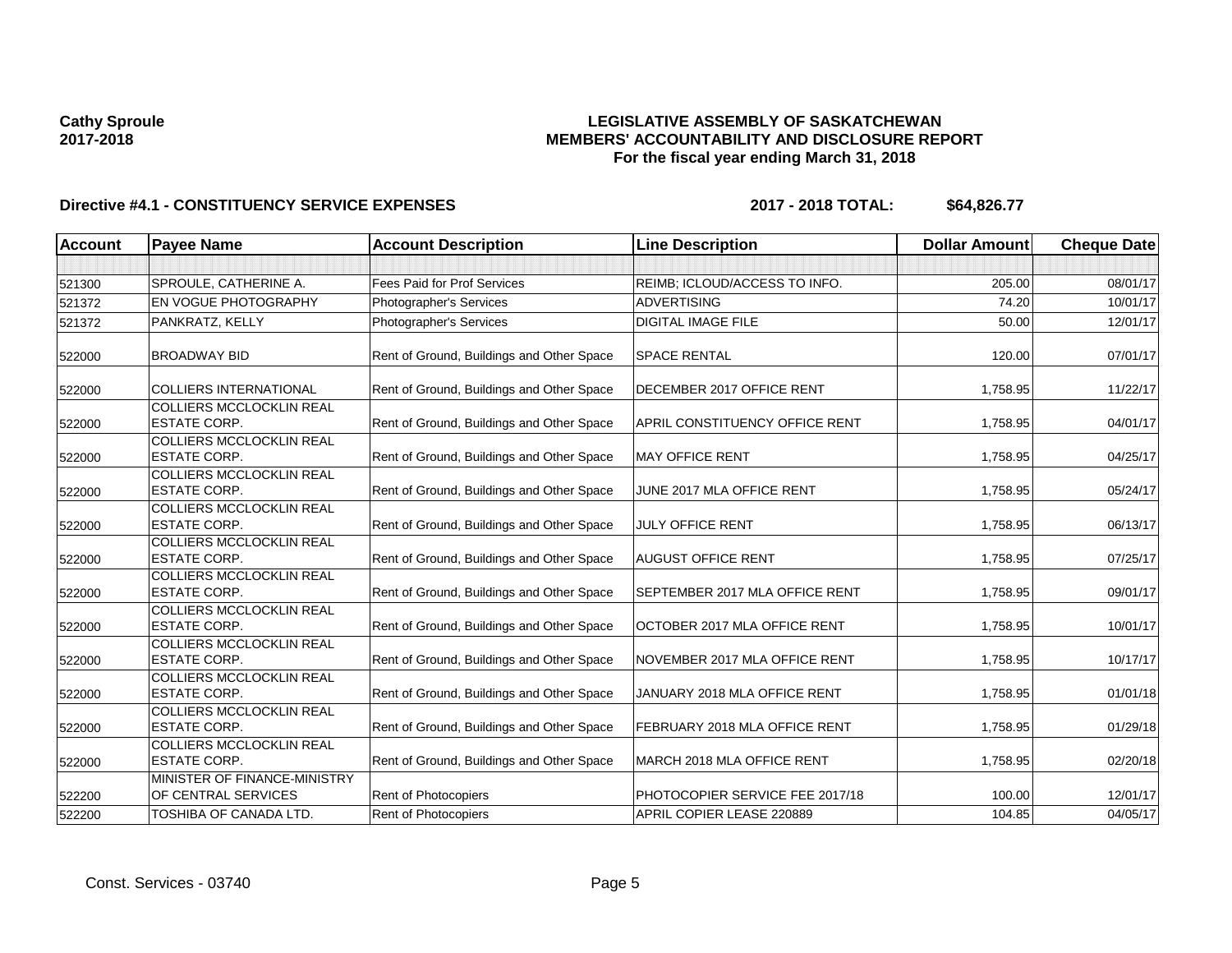**Cathy Sproule**
**2017-2018**

**LEGISLATIVE ASSEMBLY OF SASKATCHEWAN**
**MEMBERS' ACCOUNTABILITY AND DISCLOSURE REPORT**
**For the fiscal year ending March 31, 2018**

**Directive #4.1 - CONSTITUENCY SERVICE EXPENSES** **2017 - 2018 TOTAL: $64,826.77**

| Account | Payee Name | Account Description | Line Description | Dollar Amount | Cheque Date |
|---|---|---|---|---|---|
| | | | | | |
| 521300 | SPROULE, CATHERINE A. | Fees Paid for Prof Services | REIMB; ICLOUD/ACCESS TO INFO. | 205.00 | 08/01/17 |
| 521372 | EN VOGUE PHOTOGRAPHY | Photographer's Services | ADVERTISING | 74.20 | 10/01/17 |
| 521372 | PANKRATZ, KELLY | Photographer's Services | DIGITAL IMAGE FILE | 50.00 | 12/01/17 |
| 522000 | BROADWAY BID | Rent of Ground, Buildings and Other Space | SPACE RENTAL | 120.00 | 07/01/17 |
| 522000 | COLLIERS INTERNATIONAL | Rent of Ground, Buildings and Other Space | DECEMBER 2017 OFFICE RENT | 1,758.95 | 11/22/17 |
| 522000 | COLLIERS MCCLOCKLIN REAL ESTATE CORP. | Rent of Ground, Buildings and Other Space | APRIL CONSTITUENCY OFFICE RENT | 1,758.95 | 04/01/17 |
| 522000 | COLLIERS MCCLOCKLIN REAL ESTATE CORP. | Rent of Ground, Buildings and Other Space | MAY OFFICE RENT | 1,758.95 | 04/25/17 |
| 522000 | COLLIERS MCCLOCKLIN REAL ESTATE CORP. | Rent of Ground, Buildings and Other Space | JUNE 2017 MLA OFFICE RENT | 1,758.95 | 05/24/17 |
| 522000 | COLLIERS MCCLOCKLIN REAL ESTATE CORP. | Rent of Ground, Buildings and Other Space | JULY OFFICE RENT | 1,758.95 | 06/13/17 |
| 522000 | COLLIERS MCCLOCKLIN REAL ESTATE CORP. | Rent of Ground, Buildings and Other Space | AUGUST OFFICE RENT | 1,758.95 | 07/25/17 |
| 522000 | COLLIERS MCCLOCKLIN REAL ESTATE CORP. | Rent of Ground, Buildings and Other Space | SEPTEMBER 2017 MLA OFFICE RENT | 1,758.95 | 09/01/17 |
| 522000 | COLLIERS MCCLOCKLIN REAL ESTATE CORP. | Rent of Ground, Buildings and Other Space | OCTOBER 2017 MLA OFFICE RENT | 1,758.95 | 10/01/17 |
| 522000 | COLLIERS MCCLOCKLIN REAL ESTATE CORP. | Rent of Ground, Buildings and Other Space | NOVEMBER 2017 MLA OFFICE RENT | 1,758.95 | 10/17/17 |
| 522000 | COLLIERS MCCLOCKLIN REAL ESTATE CORP. | Rent of Ground, Buildings and Other Space | JANUARY 2018 MLA OFFICE RENT | 1,758.95 | 01/01/18 |
| 522000 | COLLIERS MCCLOCKLIN REAL ESTATE CORP. | Rent of Ground, Buildings and Other Space | FEBRUARY 2018 MLA OFFICE RENT | 1,758.95 | 01/29/18 |
| 522000 | COLLIERS MCCLOCKLIN REAL ESTATE CORP. | Rent of Ground, Buildings and Other Space | MARCH 2018 MLA OFFICE RENT | 1,758.95 | 02/20/18 |
| 522200 | MINISTER OF FINANCE-MINISTRY OF CENTRAL SERVICES | Rent of Photocopiers | PHOTOCOPIER SERVICE FEE 2017/18 | 100.00 | 12/01/17 |
| 522200 | TOSHIBA OF CANADA LTD. | Rent of Photocopiers | APRIL COPIER LEASE 220889 | 104.85 | 04/05/17 |

Const. Services - 03740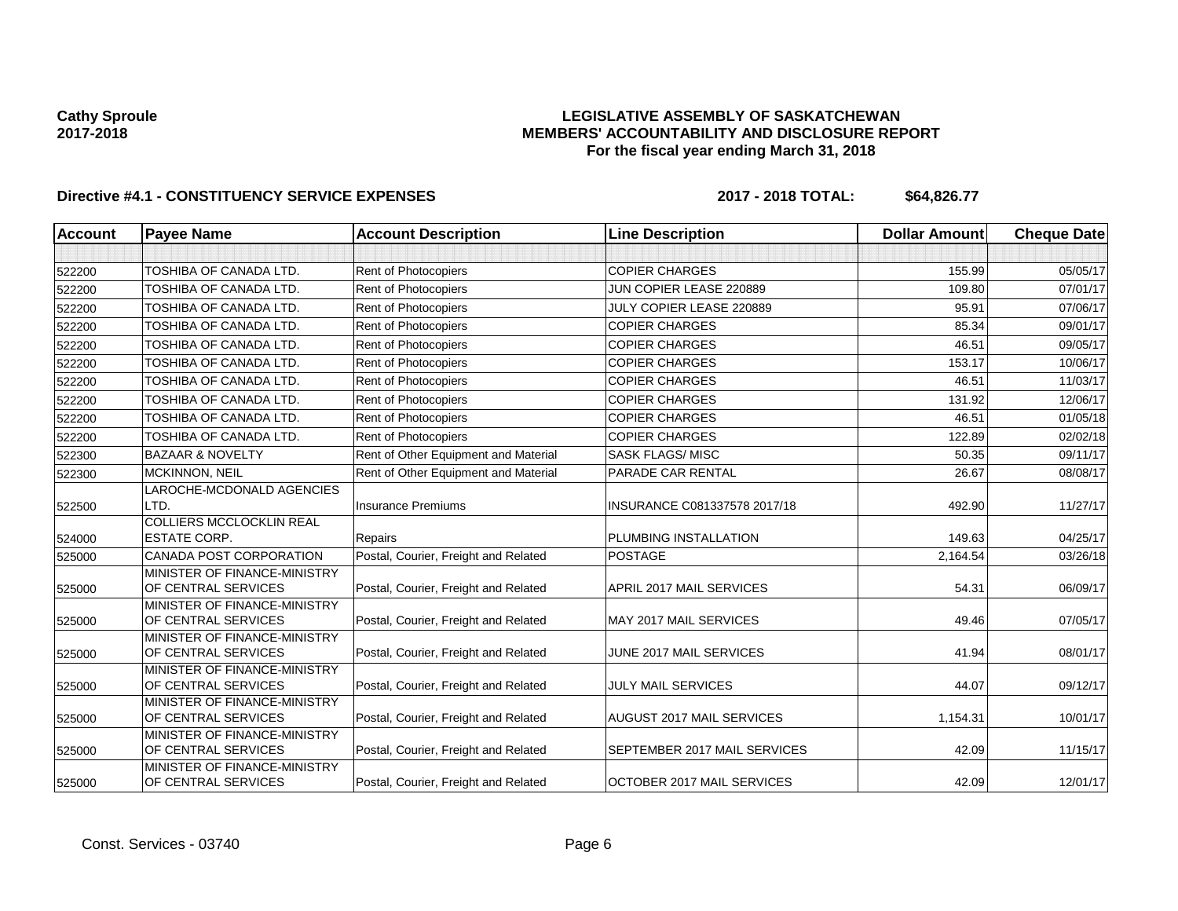**Cathy Sproule**
**2017-2018**

**LEGISLATIVE ASSEMBLY OF SASKATCHEWAN**
**MEMBERS' ACCOUNTABILITY AND DISCLOSURE REPORT**
**For the fiscal year ending March 31, 2018**

**Directive #4.1 - CONSTITUENCY SERVICE EXPENSES** **2017 - 2018 TOTAL: $64,826.77**

| Account | Payee Name | Account Description | Line Description | Dollar Amount | Cheque Date |
|---|---|---|---|---|---|
| | | | | | |
| 522200 | TOSHIBA OF CANADA LTD. | Rent of Photocopiers | COPIER CHARGES | 155.99 | 05/05/17 |
| 522200 | TOSHIBA OF CANADA LTD. | Rent of Photocopiers | JUN COPIER LEASE 220889 | 109.80 | 07/01/17 |
| 522200 | TOSHIBA OF CANADA LTD. | Rent of Photocopiers | JULY COPIER LEASE 220889 | 95.91 | 07/06/17 |
| 522200 | TOSHIBA OF CANADA LTD. | Rent of Photocopiers | COPIER CHARGES | 85.34 | 09/01/17 |
| 522200 | TOSHIBA OF CANADA LTD. | Rent of Photocopiers | COPIER CHARGES | 46.51 | 09/05/17 |
| 522200 | TOSHIBA OF CANADA LTD. | Rent of Photocopiers | COPIER CHARGES | 153.17 | 10/06/17 |
| 522200 | TOSHIBA OF CANADA LTD. | Rent of Photocopiers | COPIER CHARGES | 46.51 | 11/03/17 |
| 522200 | TOSHIBA OF CANADA LTD. | Rent of Photocopiers | COPIER CHARGES | 131.92 | 12/06/17 |
| 522200 | TOSHIBA OF CANADA LTD. | Rent of Photocopiers | COPIER CHARGES | 46.51 | 01/05/18 |
| 522200 | TOSHIBA OF CANADA LTD. | Rent of Photocopiers | COPIER CHARGES | 122.89 | 02/02/18 |
| 522300 | BAZAAR & NOVELTY | Rent of Other Equipment and Material | SASK FLAGS/ MISC | 50.35 | 09/11/17 |
| 522300 | MCKINNON, NEIL | Rent of Other Equipment and Material | PARADE CAR RENTAL | 26.67 | 08/08/17 |
| 522500 | LAROCHE-MCDONALD AGENCIES LTD. | Insurance Premiums | INSURANCE C081337578 2017/18 | 492.90 | 11/27/17 |
| 524000 | COLLIERS MCCLOCKLIN REAL ESTATE CORP. | Repairs | PLUMBING INSTALLATION | 149.63 | 04/25/17 |
| 525000 | CANADA POST CORPORATION | Postal, Courier, Freight and Related | POSTAGE | 2,164.54 | 03/26/18 |
| 525000 | MINISTER OF FINANCE-MINISTRY OF CENTRAL SERVICES | Postal, Courier, Freight and Related | APRIL 2017 MAIL SERVICES | 54.31 | 06/09/17 |
| 525000 | MINISTER OF FINANCE-MINISTRY OF CENTRAL SERVICES | Postal, Courier, Freight and Related | MAY 2017 MAIL SERVICES | 49.46 | 07/05/17 |
| 525000 | MINISTER OF FINANCE-MINISTRY OF CENTRAL SERVICES | Postal, Courier, Freight and Related | JUNE 2017 MAIL SERVICES | 41.94 | 08/01/17 |
| 525000 | MINISTER OF FINANCE-MINISTRY OF CENTRAL SERVICES | Postal, Courier, Freight and Related | JULY MAIL SERVICES | 44.07 | 09/12/17 |
| 525000 | MINISTER OF FINANCE-MINISTRY OF CENTRAL SERVICES | Postal, Courier, Freight and Related | AUGUST 2017 MAIL SERVICES | 1,154.31 | 10/01/17 |
| 525000 | MINISTER OF FINANCE-MINISTRY OF CENTRAL SERVICES | Postal, Courier, Freight and Related | SEPTEMBER 2017 MAIL SERVICES | 42.09 | 11/15/17 |
| 525000 | MINISTER OF FINANCE-MINISTRY OF CENTRAL SERVICES | Postal, Courier, Freight and Related | OCTOBER 2017 MAIL SERVICES | 42.09 | 12/01/17 |

Const. Services - 03740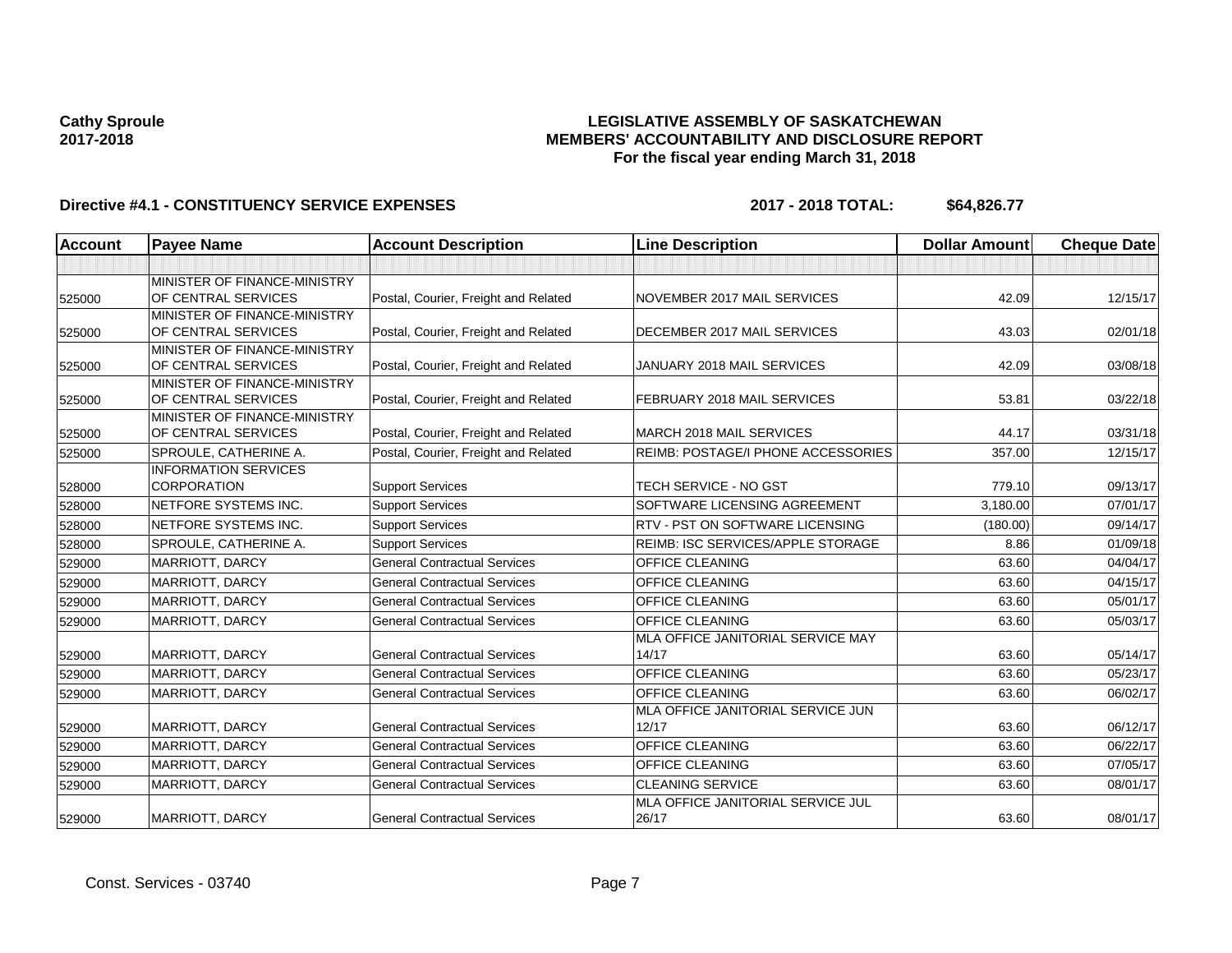**Cathy Sproule**
**2017-2018**

# LEGISLATIVE ASSEMBLY OF SASKATCHEWAN
## MEMBERS' ACCOUNTABILITY AND DISCLOSURE REPORT
### For the fiscal year ending March 31, 2018

**Directive #4.1 - CONSTITUENCY SERVICE EXPENSES** **2017 - 2018 TOTAL: $64,826.77**

| Account | Payee Name | Account Description | Line Description | Dollar Amount | Cheque Date |
|---|---|---|---|---|---|
| | | | | | |
| 525000 | MINISTER OF FINANCE-MINISTRY OF CENTRAL SERVICES | Postal, Courier, Freight and Related | NOVEMBER 2017 MAIL SERVICES | 42.09 | 12/15/17 |
| 525000 | MINISTER OF FINANCE-MINISTRY OF CENTRAL SERVICES | Postal, Courier, Freight and Related | DECEMBER 2017 MAIL SERVICES | 43.03 | 02/01/18 |
| 525000 | MINISTER OF FINANCE-MINISTRY OF CENTRAL SERVICES | Postal, Courier, Freight and Related | JANUARY 2018 MAIL SERVICES | 42.09 | 03/08/18 |
| 525000 | MINISTER OF FINANCE-MINISTRY OF CENTRAL SERVICES | Postal, Courier, Freight and Related | FEBRUARY 2018 MAIL SERVICES | 53.81 | 03/22/18 |
| 525000 | MINISTER OF FINANCE-MINISTRY OF CENTRAL SERVICES | Postal, Courier, Freight and Related | MARCH 2018 MAIL SERVICES | 44.17 | 03/31/18 |
| 525000 | SPROULE, CATHERINE A. | Postal, Courier, Freight and Related | REIMB: POSTAGE/I PHONE ACCESSORIES | 357.00 | 12/15/17 |
| 528000 | INFORMATION SERVICES CORPORATION | Support Services | TECH SERVICE - NO GST | 779.10 | 09/13/17 |
| 528000 | NETFORE SYSTEMS INC. | Support Services | SOFTWARE LICENSING AGREEMENT | 3,180.00 | 07/01/17 |
| 528000 | NETFORE SYSTEMS INC. | Support Services | RTV - PST ON SOFTWARE LICENSING | (180.00) | 09/14/17 |
| 528000 | SPROULE, CATHERINE A. | Support Services | REIMB: ISC SERVICES/APPLE STORAGE | 8.86 | 01/09/18 |
| 529000 | MARRIOTT, DARCY | General Contractual Services | OFFICE CLEANING | 63.60 | 04/04/17 |
| 529000 | MARRIOTT, DARCY | General Contractual Services | OFFICE CLEANING | 63.60 | 04/15/17 |
| 529000 | MARRIOTT, DARCY | General Contractual Services | OFFICE CLEANING | 63.60 | 05/01/17 |
| 529000 | MARRIOTT, DARCY | General Contractual Services | OFFICE CLEANING | 63.60 | 05/03/17 |
| 529000 | MARRIOTT, DARCY | General Contractual Services | MLA OFFICE JANITORIAL SERVICE MAY 14/17 | 63.60 | 05/14/17 |
| 529000 | MARRIOTT, DARCY | General Contractual Services | OFFICE CLEANING | 63.60 | 05/23/17 |
| 529000 | MARRIOTT, DARCY | General Contractual Services | OFFICE CLEANING | 63.60 | 06/02/17 |
| 529000 | MARRIOTT, DARCY | General Contractual Services | MLA OFFICE JANITORIAL SERVICE JUN 12/17 | 63.60 | 06/12/17 |
| 529000 | MARRIOTT, DARCY | General Contractual Services | OFFICE CLEANING | 63.60 | 06/22/17 |
| 529000 | MARRIOTT, DARCY | General Contractual Services | OFFICE CLEANING | 63.60 | 07/05/17 |
| 529000 | MARRIOTT, DARCY | General Contractual Services | CLEANING SERVICE | 63.60 | 08/01/17 |
| 529000 | MARRIOTT, DARCY | General Contractual Services | MLA OFFICE JANITORIAL SERVICE JUL 26/17 | 63.60 | 08/01/17 |

Const. Services - 03740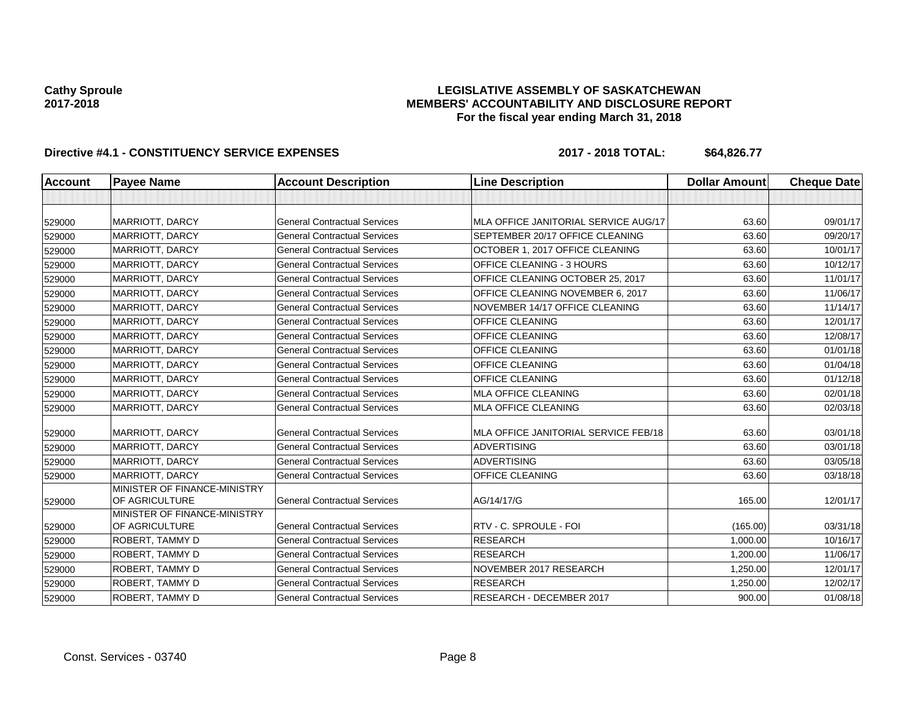**Cathy Sproule**
**2017-2018**

# LEGISLATIVE ASSEMBLY OF SASKATCHEWAN
## MEMBERS' ACCOUNTABILITY AND DISCLOSURE REPORT
### For the fiscal year ending March 31, 2018

**Directive #4.1 - CONSTITUENCY SERVICE EXPENSES** **2017 - 2018 TOTAL: $64,826.77**

| Account | Payee Name | Account Description | Line Description | Dollar Amount | Cheque Date |
|---|---|---|---|---|---|
| | | | | | |
| 529000 | MARRIOTT, DARCY | General Contractual Services | MLA OFFICE JANITORIAL SERVICE AUG/17 | 63.60 | 09/01/17 |
| 529000 | MARRIOTT, DARCY | General Contractual Services | SEPTEMBER 20/17 OFFICE CLEANING | 63.60 | 09/20/17 |
| 529000 | MARRIOTT, DARCY | General Contractual Services | OCTOBER 1, 2017 OFFICE CLEANING | 63.60 | 10/01/17 |
| 529000 | MARRIOTT, DARCY | General Contractual Services | OFFICE CLEANING - 3 HOURS | 63.60 | 10/12/17 |
| 529000 | MARRIOTT, DARCY | General Contractual Services | OFFICE CLEANING OCTOBER 25, 2017 | 63.60 | 11/01/17 |
| 529000 | MARRIOTT, DARCY | General Contractual Services | OFFICE CLEANING NOVEMBER 6, 2017 | 63.60 | 11/06/17 |
| 529000 | MARRIOTT, DARCY | General Contractual Services | NOVEMBER 14/17 OFFICE CLEANING | 63.60 | 11/14/17 |
| 529000 | MARRIOTT, DARCY | General Contractual Services | OFFICE CLEANING | 63.60 | 12/01/17 |
| 529000 | MARRIOTT, DARCY | General Contractual Services | OFFICE CLEANING | 63.60 | 12/08/17 |
| 529000 | MARRIOTT, DARCY | General Contractual Services | OFFICE CLEANING | 63.60 | 01/01/18 |
| 529000 | MARRIOTT, DARCY | General Contractual Services | OFFICE CLEANING | 63.60 | 01/04/18 |
| 529000 | MARRIOTT, DARCY | General Contractual Services | OFFICE CLEANING | 63.60 | 01/12/18 |
| 529000 | MARRIOTT, DARCY | General Contractual Services | MLA OFFICE CLEANING | 63.60 | 02/01/18 |
| 529000 | MARRIOTT, DARCY | General Contractual Services | MLA OFFICE CLEANING | 63.60 | 02/03/18 |
| 529000 | MARRIOTT, DARCY | General Contractual Services | MLA OFFICE JANITORIAL SERVICE FEB/18 | 63.60 | 03/01/18 |
| 529000 | MARRIOTT, DARCY | General Contractual Services | ADVERTISING | 63.60 | 03/01/18 |
| 529000 | MARRIOTT, DARCY | General Contractual Services | ADVERTISING | 63.60 | 03/05/18 |
| 529000 | MARRIOTT, DARCY | General Contractual Services | OFFICE CLEANING | 63.60 | 03/18/18 |
| 529000 | MINISTER OF FINANCE-MINISTRY OF AGRICULTURE | General Contractual Services | AG/14/17/G | 165.00 | 12/01/17 |
| 529000 | MINISTER OF FINANCE-MINISTRY OF AGRICULTURE | General Contractual Services | RTV - C. SPROULE - FOI | (165.00) | 03/31/18 |
| 529000 | ROBERT, TAMMY D | General Contractual Services | RESEARCH | 1,000.00 | 10/16/17 |
| 529000 | ROBERT, TAMMY D | General Contractual Services | RESEARCH | 1,200.00 | 11/06/17 |
| 529000 | ROBERT, TAMMY D | General Contractual Services | NOVEMBER 2017 RESEARCH | 1,250.00 | 12/01/17 |
| 529000 | ROBERT, TAMMY D | General Contractual Services | RESEARCH | 1,250.00 | 12/02/17 |
| 529000 | ROBERT, TAMMY D | General Contractual Services | RESEARCH - DECEMBER 2017 | 900.00 | 01/08/18 |

Const. Services - 03740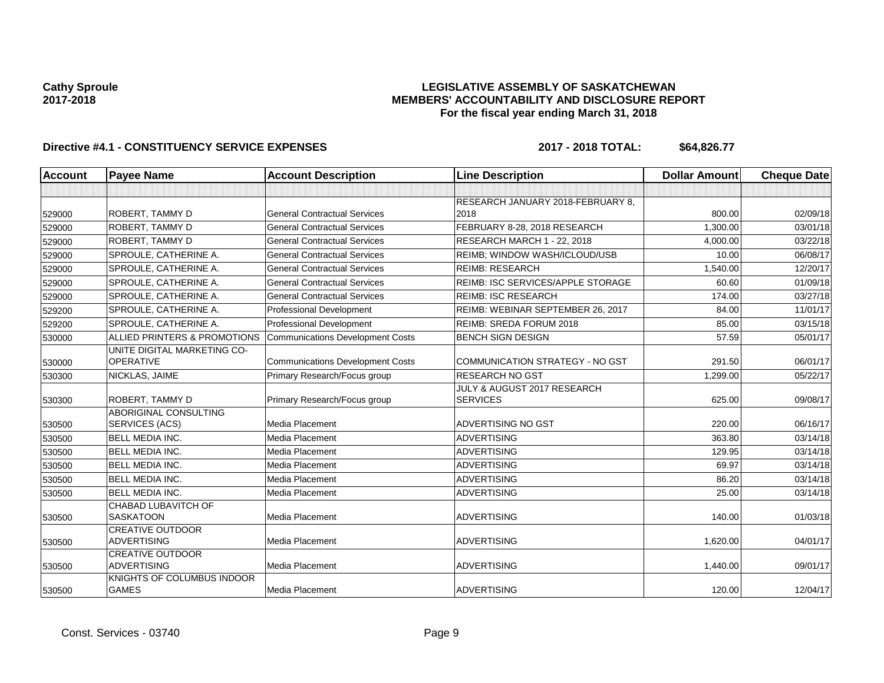**Cathy Sproule**
**2017-2018**

**LEGISLATIVE ASSEMBLY OF SASKATCHEWAN**
**MEMBERS' ACCOUNTABILITY AND DISCLOSURE REPORT**
**For the fiscal year ending March 31, 2018**

**Directive #4.1 - CONSTITUENCY SERVICE EXPENSES** **2017 - 2018 TOTAL: $64,826.77**

| Account | Payee Name | Account Description | Line Description | Dollar Amount | Cheque Date |
|---|---|---|---|---|---|
| | | | | | |
| 529000 | ROBERT, TAMMY D | General Contractual Services | RESEARCH JANUARY 2018-FEBRUARY 8, 2018 | 800.00 | 02/09/18 |
| 529000 | ROBERT, TAMMY D | General Contractual Services | FEBRUARY 8-28, 2018 RESEARCH | 1,300.00 | 03/01/18 |
| 529000 | ROBERT, TAMMY D | General Contractual Services | RESEARCH MARCH 1 - 22, 2018 | 4,000.00 | 03/22/18 |
| 529000 | SPROULE, CATHERINE A. | General Contractual Services | REIMB; WINDOW WASH/ICLOUD/USB | 10.00 | 06/08/17 |
| 529000 | SPROULE, CATHERINE A. | General Contractual Services | REIMB: RESEARCH | 1,540.00 | 12/20/17 |
| 529000 | SPROULE, CATHERINE A. | General Contractual Services | REIMB: ISC SERVICES/APPLE STORAGE | 60.60 | 01/09/18 |
| 529000 | SPROULE, CATHERINE A. | General Contractual Services | REIMB: ISC RESEARCH | 174.00 | 03/27/18 |
| 529200 | SPROULE, CATHERINE A. | Professional Development | REIMB: WEBINAR SEPTEMBER 26, 2017 | 84.00 | 11/01/17 |
| 529200 | SPROULE, CATHERINE A. | Professional Development | REIMB: SREDA FORUM 2018 | 85.00 | 03/15/18 |
| 530000 | ALLIED PRINTERS & PROMOTIONS | Communications Development Costs | BENCH SIGN DESIGN | 57.59 | 05/01/17 |
| 530000 | UNITE DIGITAL MARKETING CO-OPERATIVE | Communications Development Costs | COMMUNICATION STRATEGY - NO GST | 291.50 | 06/01/17 |
| 530300 | NICKLAS, JAIME | Primary Research/Focus group | RESEARCH NO GST | 1,299.00 | 05/22/17 |
| 530300 | ROBERT, TAMMY D | Primary Research/Focus group | JULY & AUGUST 2017 RESEARCH SERVICES | 625.00 | 09/08/17 |
| 530500 | ABORIGINAL CONSULTING SERVICES (ACS) | Media Placement | ADVERTISING NO GST | 220.00 | 06/16/17 |
| 530500 | BELL MEDIA INC. | Media Placement | ADVERTISING | 363.80 | 03/14/18 |
| 530500 | BELL MEDIA INC. | Media Placement | ADVERTISING | 129.95 | 03/14/18 |
| 530500 | BELL MEDIA INC. | Media Placement | ADVERTISING | 69.97 | 03/14/18 |
| 530500 | BELL MEDIA INC. | Media Placement | ADVERTISING | 86.20 | 03/14/18 |
| 530500 | BELL MEDIA INC. | Media Placement | ADVERTISING | 25.00 | 03/14/18 |
| 530500 | CHABAD LUBAVITCH OF SASKATOON | Media Placement | ADVERTISING | 140.00 | 01/03/18 |
| 530500 | CREATIVE OUTDOOR ADVERTISING | Media Placement | ADVERTISING | 1,620.00 | 04/01/17 |
| 530500 | CREATIVE OUTDOOR ADVERTISING | Media Placement | ADVERTISING | 1,440.00 | 09/01/17 |
| 530500 | KNIGHTS OF COLUMBUS INDOOR GAMES | Media Placement | ADVERTISING | 120.00 | 12/04/17 |

Const. Services - 03740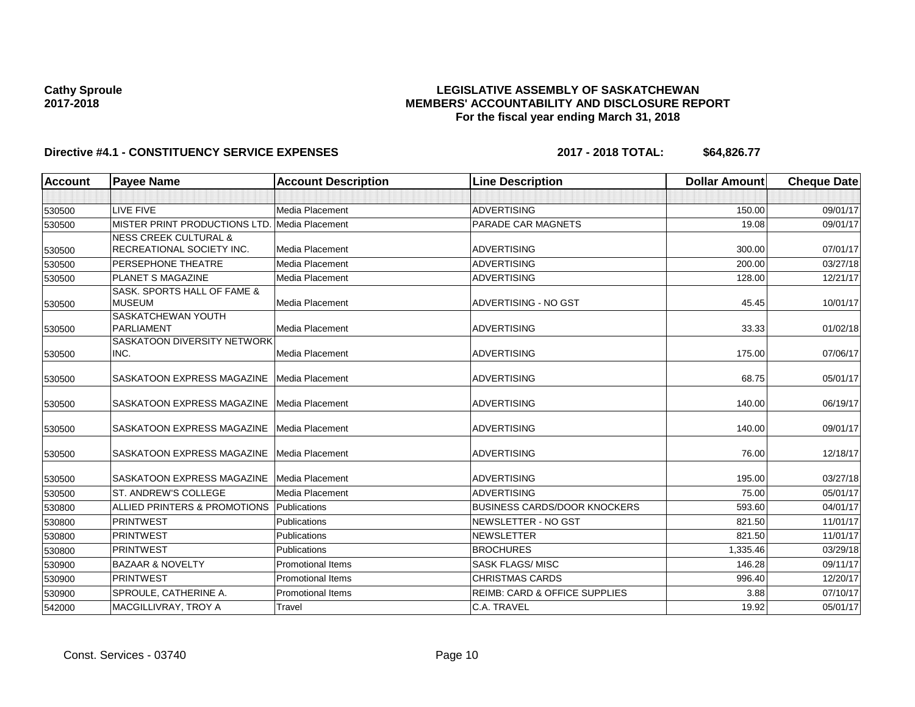**Cathy Sproule**
**2017-2018**

**LEGISLATIVE ASSEMBLY OF SASKATCHEWAN**
**MEMBERS' ACCOUNTABILITY AND DISCLOSURE REPORT**
**For the fiscal year ending March 31, 2018**

**Directive #4.1 - CONSTITUENCY SERVICE EXPENSES** **2017 - 2018 TOTAL: $64,826.77**

| Account | Payee Name | Account Description | Line Description | Dollar Amount | Cheque Date |
|---|---|---|---|---|---|
| | | | | | |
| 530500 | LIVE FIVE | Media Placement | ADVERTISING | 150.00 | 09/01/17 |
| 530500 | MISTER PRINT PRODUCTIONS LTD. | Media Placement | PARADE CAR MAGNETS | 19.08 | 09/01/17 |
| 530500 | NESS CREEK CULTURAL & RECREATIONAL SOCIETY INC. | Media Placement | ADVERTISING | 300.00 | 07/01/17 |
| 530500 | PERSEPHONE THEATRE | Media Placement | ADVERTISING | 200.00 | 03/27/18 |
| 530500 | PLANET S MAGAZINE | Media Placement | ADVERTISING | 128.00 | 12/21/17 |
| 530500 | SASK. SPORTS HALL OF FAME & MUSEUM | Media Placement | ADVERTISING - NO GST | 45.45 | 10/01/17 |
| 530500 | SASKATCHEWAN YOUTH PARLIAMENT | Media Placement | ADVERTISING | 33.33 | 01/02/18 |
| 530500 | SASKATOON DIVERSITY NETWORK INC. | Media Placement | ADVERTISING | 175.00 | 07/06/17 |
| 530500 | SASKATOON EXPRESS MAGAZINE | Media Placement | ADVERTISING | 68.75 | 05/01/17 |
| 530500 | SASKATOON EXPRESS MAGAZINE | Media Placement | ADVERTISING | 140.00 | 06/19/17 |
| 530500 | SASKATOON EXPRESS MAGAZINE | Media Placement | ADVERTISING | 140.00 | 09/01/17 |
| 530500 | SASKATOON EXPRESS MAGAZINE | Media Placement | ADVERTISING | 76.00 | 12/18/17 |
| 530500 | SASKATOON EXPRESS MAGAZINE | Media Placement | ADVERTISING | 195.00 | 03/27/18 |
| 530500 | ST. ANDREW'S COLLEGE | Media Placement | ADVERTISING | 75.00 | 05/01/17 |
| 530800 | ALLIED PRINTERS & PROMOTIONS | Publications | BUSINESS CARDS/DOOR KNOCKERS | 593.60 | 04/01/17 |
| 530800 | PRINTWEST | Publications | NEWSLETTER - NO GST | 821.50 | 11/01/17 |
| 530800 | PRINTWEST | Publications | NEWSLETTER | 821.50 | 11/01/17 |
| 530800 | PRINTWEST | Publications | BROCHURES | 1,335.46 | 03/29/18 |
| 530900 | BAZAAR & NOVELTY | Promotional Items | SASK FLAGS/ MISC | 146.28 | 09/11/17 |
| 530900 | PRINTWEST | Promotional Items | CHRISTMAS CARDS | 996.40 | 12/20/17 |
| 530900 | SPROULE, CATHERINE A. | Promotional Items | REIMB: CARD & OFFICE SUPPLIES | 3.88 | 07/10/17 |
| 542000 | MACGILLIVRAY, TROY A | Travel | C.A. TRAVEL | 19.92 | 05/01/17 |

Const. Services - 03740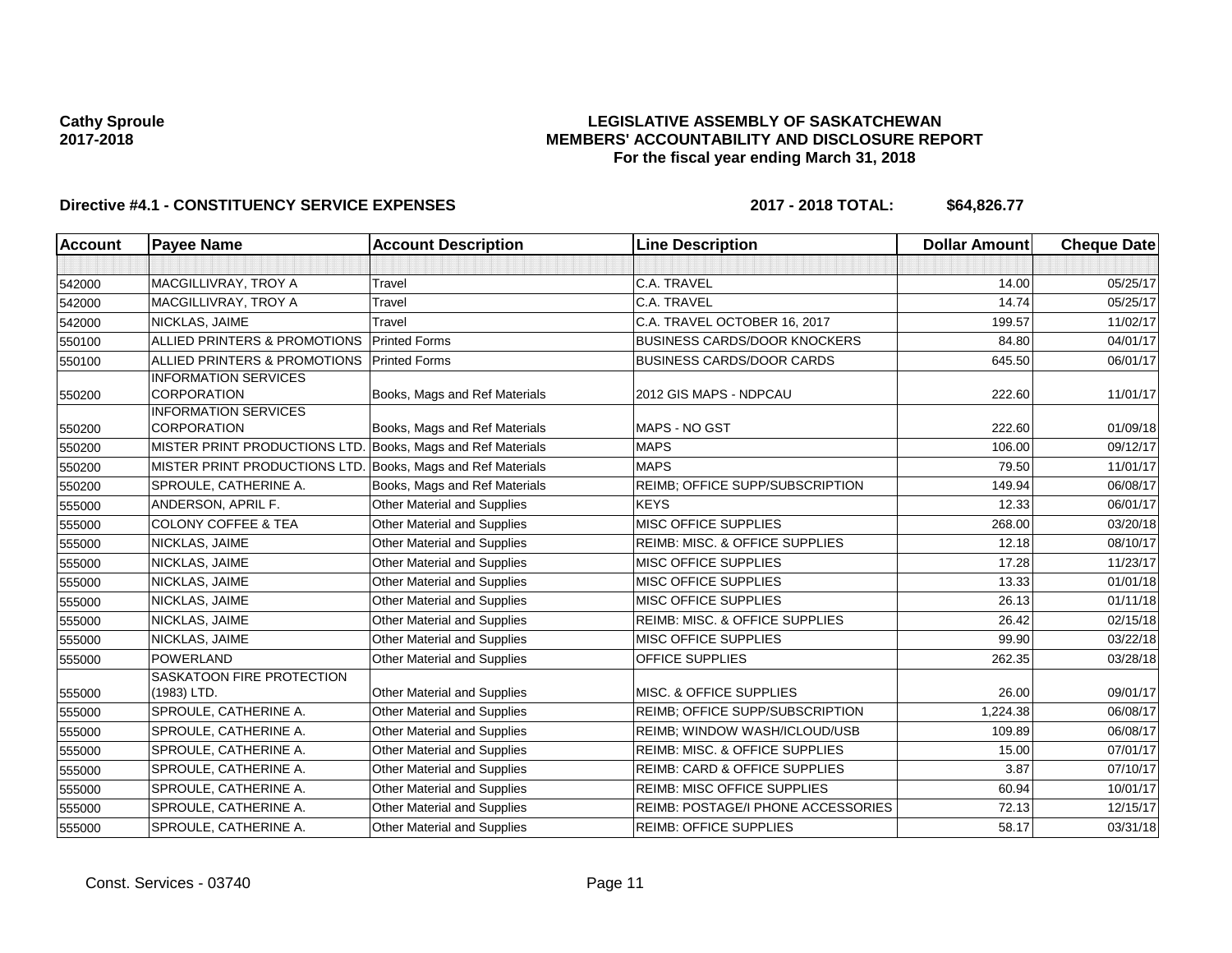**Cathy Sproule**
**2017-2018**

**LEGISLATIVE ASSEMBLY OF SASKATCHEWAN**
**MEMBERS' ACCOUNTABILITY AND DISCLOSURE REPORT**
**For the fiscal year ending March 31, 2018**

**Directive #4.1 - CONSTITUENCY SERVICE EXPENSES** **2017 - 2018 TOTAL: $64,826.77**

| Account | Payee Name | Account Description | Line Description | Dollar Amount | Cheque Date |
|---|---|---|---|---|---|
| | | | | | |
| 542000 | MACGILLIVRAY, TROY A | Travel | C.A. TRAVEL | 14.00 | 05/25/17 |
| 542000 | MACGILLIVRAY, TROY A | Travel | C.A. TRAVEL | 14.74 | 05/25/17 |
| 542000 | NICKLAS, JAIME | Travel | C.A. TRAVEL OCTOBER 16, 2017 | 199.57 | 11/02/17 |
| 550100 | ALLIED PRINTERS & PROMOTIONS | Printed Forms | BUSINESS CARDS/DOOR KNOCKERS | 84.80 | 04/01/17 |
| 550100 | ALLIED PRINTERS & PROMOTIONS | Printed Forms | BUSINESS CARDS/DOOR CARDS | 645.50 | 06/01/17 |
| 550200 | INFORMATION SERVICES CORPORATION | Books, Mags and Ref Materials | 2012 GIS MAPS - NDPCAU | 222.60 | 11/01/17 |
| 550200 | INFORMATION SERVICES CORPORATION | Books, Mags and Ref Materials | MAPS - NO GST | 222.60 | 01/09/18 |
| 550200 | MISTER PRINT PRODUCTIONS LTD. | Books, Mags and Ref Materials | MAPS | 106.00 | 09/12/17 |
| 550200 | MISTER PRINT PRODUCTIONS LTD. | Books, Mags and Ref Materials | MAPS | 79.50 | 11/01/17 |
| 550200 | SPROULE, CATHERINE A. | Books, Mags and Ref Materials | REIMB; OFFICE SUPP/SUBSCRIPTION | 149.94 | 06/08/17 |
| 555000 | ANDERSON, APRIL F. | Other Material and Supplies | KEYS | 12.33 | 06/01/17 |
| 555000 | COLONY COFFEE & TEA | Other Material and Supplies | MISC OFFICE SUPPLIES | 268.00 | 03/20/18 |
| 555000 | NICKLAS, JAIME | Other Material and Supplies | REIMB: MISC. & OFFICE SUPPLIES | 12.18 | 08/10/17 |
| 555000 | NICKLAS, JAIME | Other Material and Supplies | MISC OFFICE SUPPLIES | 17.28 | 11/23/17 |
| 555000 | NICKLAS, JAIME | Other Material and Supplies | MISC OFFICE SUPPLIES | 13.33 | 01/01/18 |
| 555000 | NICKLAS, JAIME | Other Material and Supplies | MISC OFFICE SUPPLIES | 26.13 | 01/11/18 |
| 555000 | NICKLAS, JAIME | Other Material and Supplies | REIMB: MISC. & OFFICE SUPPLIES | 26.42 | 02/15/18 |
| 555000 | NICKLAS, JAIME | Other Material and Supplies | MISC OFFICE SUPPLIES | 99.90 | 03/22/18 |
| 555000 | POWERLAND | Other Material and Supplies | OFFICE SUPPLIES | 262.35 | 03/28/18 |
| 555000 | SASKATOON FIRE PROTECTION (1983) LTD. | Other Material and Supplies | MISC. & OFFICE SUPPLIES | 26.00 | 09/01/17 |
| 555000 | SPROULE, CATHERINE A. | Other Material and Supplies | REIMB; OFFICE SUPP/SUBSCRIPTION | 1,224.38 | 06/08/17 |
| 555000 | SPROULE, CATHERINE A. | Other Material and Supplies | REIMB; WINDOW WASH/ICLOUD/USB | 109.89 | 06/08/17 |
| 555000 | SPROULE, CATHERINE A. | Other Material and Supplies | REIMB: MISC. & OFFICE SUPPLIES | 15.00 | 07/01/17 |
| 555000 | SPROULE, CATHERINE A. | Other Material and Supplies | REIMB: CARD & OFFICE SUPPLIES | 3.87 | 07/10/17 |
| 555000 | SPROULE, CATHERINE A. | Other Material and Supplies | REIMB: MISC OFFICE SUPPLIES | 60.94 | 10/01/17 |
| 555000 | SPROULE, CATHERINE A. | Other Material and Supplies | REIMB: POSTAGE/I PHONE ACCESSORIES | 72.13 | 12/15/17 |
| 555000 | SPROULE, CATHERINE A. | Other Material and Supplies | REIMB: OFFICE SUPPLIES | 58.17 | 03/31/18 |

Const. Services - 03740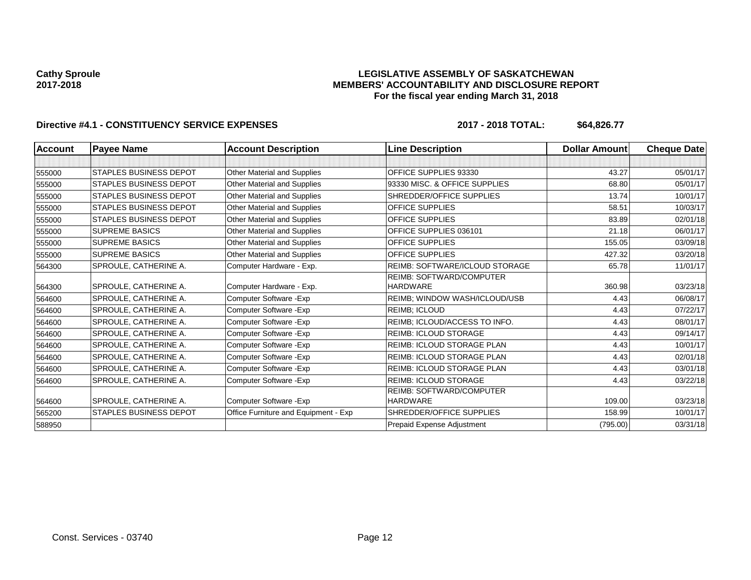**Cathy Sproule**
**2017-2018**

**LEGISLATIVE ASSEMBLY OF SASKATCHEWAN**
**MEMBERS' ACCOUNTABILITY AND DISCLOSURE REPORT**
**For the fiscal year ending March 31, 2018**

**Directive #4.1 - CONSTITUENCY SERVICE EXPENSES** **2017 - 2018 TOTAL: $64,826.77**

| Account | Payee Name | Account Description | Line Description | Dollar Amount | Cheque Date |
|---|---|---|---|---|---|
| | | | | | |
| 555000 | STAPLES BUSINESS DEPOT | Other Material and Supplies | OFFICE SUPPLIES 93330 | 43.27 | 05/01/17 |
| 555000 | STAPLES BUSINESS DEPOT | Other Material and Supplies | 93330 MISC. & OFFICE SUPPLIES | 68.80 | 05/01/17 |
| 555000 | STAPLES BUSINESS DEPOT | Other Material and Supplies | SHREDDER/OFFICE SUPPLIES | 13.74 | 10/01/17 |
| 555000 | STAPLES BUSINESS DEPOT | Other Material and Supplies | OFFICE SUPPLIES | 58.51 | 10/03/17 |
| 555000 | STAPLES BUSINESS DEPOT | Other Material and Supplies | OFFICE SUPPLIES | 83.89 | 02/01/18 |
| 555000 | SUPREME BASICS | Other Material and Supplies | OFFICE SUPPLIES 036101 | 21.18 | 06/01/17 |
| 555000 | SUPREME BASICS | Other Material and Supplies | OFFICE SUPPLIES | 155.05 | 03/09/18 |
| 555000 | SUPREME BASICS | Other Material and Supplies | OFFICE SUPPLIES | 427.32 | 03/20/18 |
| 564300 | SPROULE, CATHERINE A. | Computer Hardware - Exp. | REIMB: SOFTWARE/ICLOUD STORAGE | 65.78 | 11/01/17 |
| 564300 | SPROULE, CATHERINE A. | Computer Hardware - Exp. | REIMB: SOFTWARD/COMPUTER HARDWARE | 360.98 | 03/23/18 |
| 564600 | SPROULE, CATHERINE A. | Computer Software -Exp | REIMB; WINDOW WASH/ICLOUD/USB | 4.43 | 06/08/17 |
| 564600 | SPROULE, CATHERINE A. | Computer Software -Exp | REIMB; ICLOUD | 4.43 | 07/22/17 |
| 564600 | SPROULE, CATHERINE A. | Computer Software -Exp | REIMB; ICLOUD/ACCESS TO INFO. | 4.43 | 08/01/17 |
| 564600 | SPROULE, CATHERINE A. | Computer Software -Exp | REIMB: ICLOUD STORAGE | 4.43 | 09/14/17 |
| 564600 | SPROULE, CATHERINE A. | Computer Software -Exp | REIMB: ICLOUD STORAGE PLAN | 4.43 | 10/01/17 |
| 564600 | SPROULE, CATHERINE A. | Computer Software -Exp | REIMB: ICLOUD STORAGE PLAN | 4.43 | 02/01/18 |
| 564600 | SPROULE, CATHERINE A. | Computer Software -Exp | REIMB: ICLOUD STORAGE PLAN | 4.43 | 03/01/18 |
| 564600 | SPROULE, CATHERINE A. | Computer Software -Exp | REIMB: ICLOUD STORAGE | 4.43 | 03/22/18 |
| 564600 | SPROULE, CATHERINE A. | Computer Software -Exp | REIMB: SOFTWARD/COMPUTER HARDWARE | 109.00 | 03/23/18 |
| 565200 | STAPLES BUSINESS DEPOT | Office Furniture and Equipment - Exp | SHREDDER/OFFICE SUPPLIES | 158.99 | 10/01/17 |
| 588950 | | | Prepaid Expense Adjustment | (795.00) | 03/31/18 |

Const. Services - 03740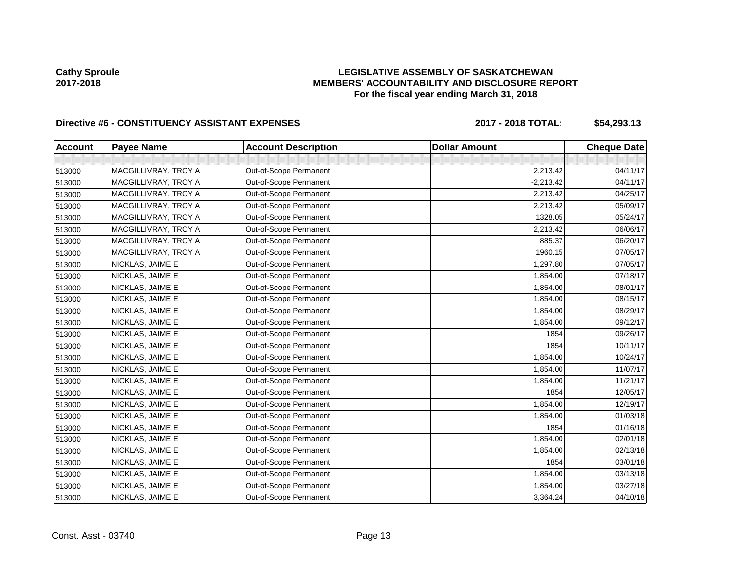**Cathy Sproule**
**2017-2018**

**LEGISLATIVE ASSEMBLY OF SASKATCHEWAN**
**MEMBERS' ACCOUNTABILITY AND DISCLOSURE REPORT**
**For the fiscal year ending March 31, 2018**

**Directive #6 - CONSTITUENCY ASSISTANT EXPENSES** **2017 - 2018 TOTAL: $54,293.13**

| Account | Payee Name | Account Description | Dollar Amount | Cheque Date |
|---|---|---|---|---|
| | | | | |
| 513000 | MACGILLIVRAY, TROY A | Out-of-Scope Permanent | 2,213.42 | 04/11/17 |
| 513000 | MACGILLIVRAY, TROY A | Out-of-Scope Permanent | -2,213.42 | 04/11/17 |
| 513000 | MACGILLIVRAY, TROY A | Out-of-Scope Permanent | 2,213.42 | 04/25/17 |
| 513000 | MACGILLIVRAY, TROY A | Out-of-Scope Permanent | 2,213.42 | 05/09/17 |
| 513000 | MACGILLIVRAY, TROY A | Out-of-Scope Permanent | 1328.05 | 05/24/17 |
| 513000 | MACGILLIVRAY, TROY A | Out-of-Scope Permanent | 2,213.42 | 06/06/17 |
| 513000 | MACGILLIVRAY, TROY A | Out-of-Scope Permanent | 885.37 | 06/20/17 |
| 513000 | MACGILLIVRAY, TROY A | Out-of-Scope Permanent | 1960.15 | 07/05/17 |
| 513000 | NICKLAS, JAIME E | Out-of-Scope Permanent | 1,297.80 | 07/05/17 |
| 513000 | NICKLAS, JAIME E | Out-of-Scope Permanent | 1,854.00 | 07/18/17 |
| 513000 | NICKLAS, JAIME E | Out-of-Scope Permanent | 1,854.00 | 08/01/17 |
| 513000 | NICKLAS, JAIME E | Out-of-Scope Permanent | 1,854.00 | 08/15/17 |
| 513000 | NICKLAS, JAIME E | Out-of-Scope Permanent | 1,854.00 | 08/29/17 |
| 513000 | NICKLAS, JAIME E | Out-of-Scope Permanent | 1,854.00 | 09/12/17 |
| 513000 | NICKLAS, JAIME E | Out-of-Scope Permanent | 1854 | 09/26/17 |
| 513000 | NICKLAS, JAIME E | Out-of-Scope Permanent | 1854 | 10/11/17 |
| 513000 | NICKLAS, JAIME E | Out-of-Scope Permanent | 1,854.00 | 10/24/17 |
| 513000 | NICKLAS, JAIME E | Out-of-Scope Permanent | 1,854.00 | 11/07/17 |
| 513000 | NICKLAS, JAIME E | Out-of-Scope Permanent | 1,854.00 | 11/21/17 |
| 513000 | NICKLAS, JAIME E | Out-of-Scope Permanent | 1854 | 12/05/17 |
| 513000 | NICKLAS, JAIME E | Out-of-Scope Permanent | 1,854.00 | 12/19/17 |
| 513000 | NICKLAS, JAIME E | Out-of-Scope Permanent | 1,854.00 | 01/03/18 |
| 513000 | NICKLAS, JAIME E | Out-of-Scope Permanent | 1854 | 01/16/18 |
| 513000 | NICKLAS, JAIME E | Out-of-Scope Permanent | 1,854.00 | 02/01/18 |
| 513000 | NICKLAS, JAIME E | Out-of-Scope Permanent | 1,854.00 | 02/13/18 |
| 513000 | NICKLAS, JAIME E | Out-of-Scope Permanent | 1854 | 03/01/18 |
| 513000 | NICKLAS, JAIME E | Out-of-Scope Permanent | 1,854.00 | 03/13/18 |
| 513000 | NICKLAS, JAIME E | Out-of-Scope Permanent | 1,854.00 | 03/27/18 |
| 513000 | NICKLAS, JAIME E | Out-of-Scope Permanent | 3,364.24 | 04/10/18 |

Const. Asst - 03740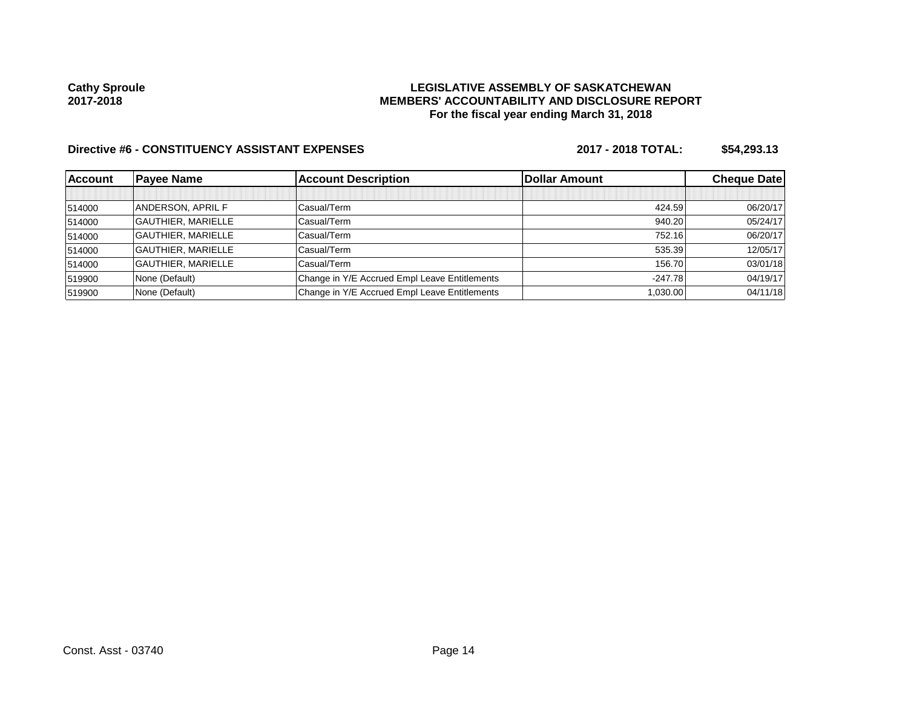**Cathy Sproule**
**2017-2018**

**LEGISLATIVE ASSEMBLY OF SASKATCHEWAN**
**MEMBERS' ACCOUNTABILITY AND DISCLOSURE REPORT**
**For the fiscal year ending March 31, 2018**

**Directive #6 - CONSTITUENCY ASSISTANT EXPENSES** **2017 - 2018 TOTAL: $54,293.13**

| Account | Payee Name | Account Description | Dollar Amount | Cheque Date |
|---|---|---|---|---|
| | | | | |
| 514000 | ANDERSON, APRIL F | Casual/Term | 424.59 | 06/20/17 |
| 514000 | GAUTHIER, MARIELLE | Casual/Term | 940.20 | 05/24/17 |
| 514000 | GAUTHIER, MARIELLE | Casual/Term | 752.16 | 06/20/17 |
| 514000 | GAUTHIER, MARIELLE | Casual/Term | 535.39 | 12/05/17 |
| 514000 | GAUTHIER, MARIELLE | Casual/Term | 156.70 | 03/01/18 |
| 519900 | None (Default) | Change in Y/E Accrued Empl Leave Entitlements | -247.78 | 04/19/17 |
| 519900 | None (Default) | Change in Y/E Accrued Empl Leave Entitlements | 1,030.00 | 04/11/18 |

Const. Asst - 03740